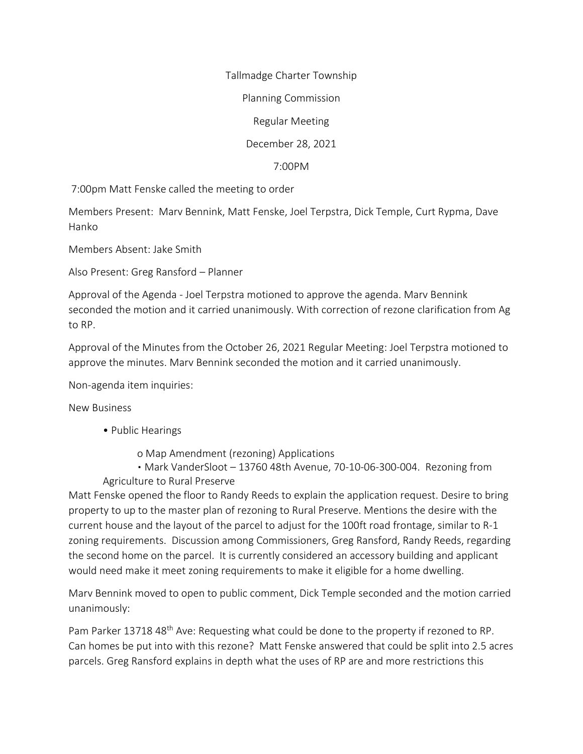Tallmadge Charter Township

Planning Commission

Regular Meeting

December 28, 2021

7:00PM

7:00pm Matt Fenske called the meeting to order

Members Present: Marv Bennink, Matt Fenske, Joel Terpstra, Dick Temple, Curt Rypma, Dave Hanko

Members Absent: Jake Smith

Also Present: Greg Ransford – Planner

Approval of the Agenda - Joel Terpstra motioned to approve the agenda. Marv Bennink seconded the motion and it carried unanimously. With correction of rezone clarification from Ag to RP.

Approval of the Minutes from the October 26, 2021 Regular Meeting: Joel Terpstra motioned to approve the minutes. Marv Bennink seconded the motion and it carried unanimously.

Non-agenda item inquiries:

New Business

- Public Hearings
  - Map Amendment (rezoning) Applications
    - Mark VanderSloot – 13760 48th Avenue, 70-10-06-300-004. Rezoning from Agriculture to Rural Preserve

Matt Fenske opened the floor to Randy Reeds to explain the application request. Desire to bring property to up to the master plan of rezoning to Rural Preserve. Mentions the desire with the current house and the layout of the parcel to adjust for the 100ft road frontage, similar to R-1 zoning requirements. Discussion among Commissioners, Greg Ransford, Randy Reeds, regarding the second home on the parcel. It is currently considered an accessory building and applicant would need make it meet zoning requirements to make it eligible for a home dwelling.

Marv Bennink moved to open to public comment, Dick Temple seconded and the motion carried unanimously:

Pam Parker 13718 48th Ave: Requesting what could be done to the property if rezoned to RP. Can homes be put into with this rezone? Matt Fenske answered that could be split into 2.5 acres parcels. Greg Ransford explains in depth what the uses of RP are and more restrictions this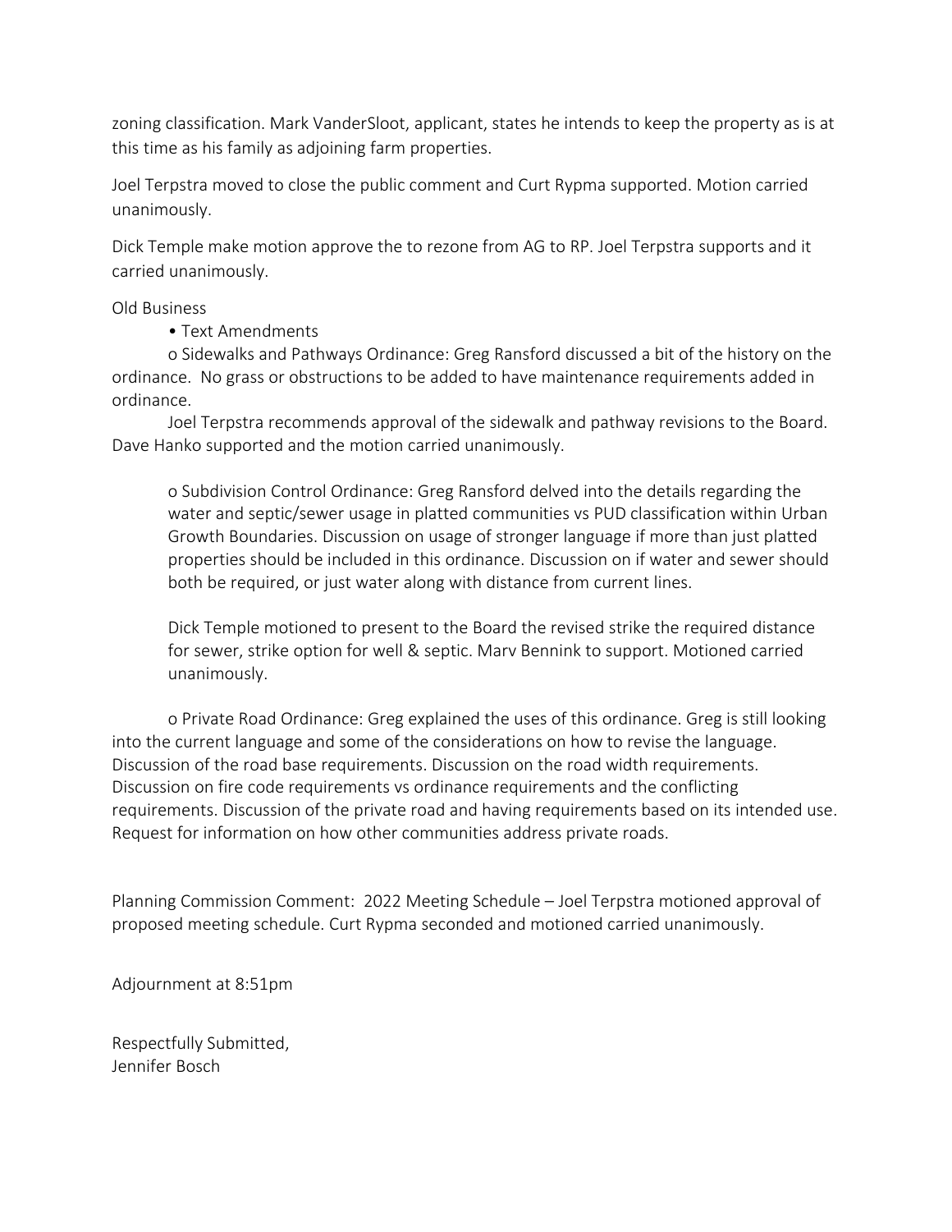zoning classification. Mark VanderSloot, applicant, states he intends to keep the property as is at this time as his family as adjoining farm properties.

Joel Terpstra moved to close the public comment and Curt Rypma supported. Motion carried unanimously.

Dick Temple make motion approve the to rezone from AG to RP. Joel Terpstra supports and it carried unanimously.

Old Business

- Text Amendments
  - Sidewalks and Pathways Ordinance: Greg Ransford discussed a bit of the history on the ordinance. No grass or obstructions to be added to have maintenance requirements added in ordinance.

    Joel Terpstra recommends approval of the sidewalk and pathway revisions to the Board. Dave Hanko supported and the motion carried unanimously.

  - Subdivision Control Ordinance: Greg Ransford delved into the details regarding the water and septic/sewer usage in platted communities vs PUD classification within Urban Growth Boundaries. Discussion on usage of stronger language if more than just platted properties should be included in this ordinance. Discussion on if water and sewer should both be required, or just water along with distance from current lines.

    Dick Temple motioned to present to the Board the revised strike the required distance for sewer, strike option for well & septic. Marv Bennink to support. Motioned carried unanimously.

  - Private Road Ordinance: Greg explained the uses of this ordinance. Greg is still looking into the current language and some of the considerations on how to revise the language. Discussion of the road base requirements. Discussion on the road width requirements. Discussion on fire code requirements vs ordinance requirements and the conflicting requirements. Discussion of the private road and having requirements based on its intended use. Request for information on how other communities address private roads.

Planning Commission Comment: 2022 Meeting Schedule – Joel Terpstra motioned approval of proposed meeting schedule. Curt Rypma seconded and motioned carried unanimously.

Adjournment at 8:51pm

Respectfully Submitted,
Jennifer Bosch